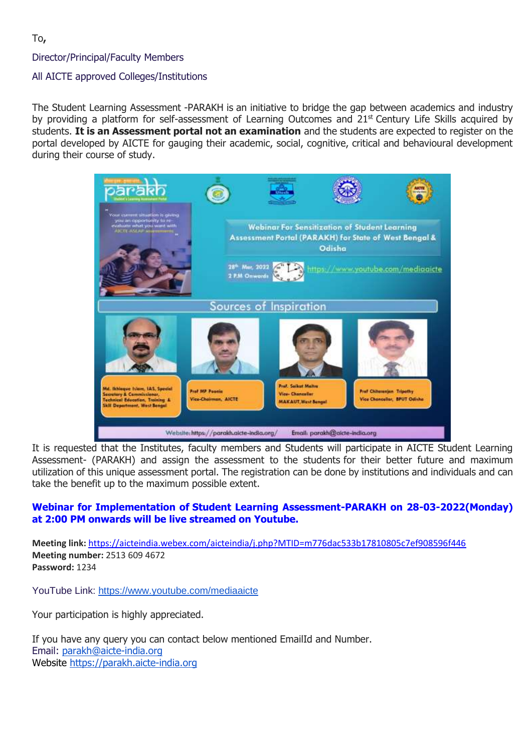To,

Director/Principal/Faculty Members

All AICTE approved Colleges/Institutions

The Student Learning Assessment -PARAKH is an initiative to bridge the gap between academics and industry by providing a platform for self-assessment of Learning Outcomes and 21st Century Life Skills acquired by students. **It is an Assessment portal not an examination** and the students are expected to register on the portal developed by AICTE for gauging their academic, social, cognitive, critical and behavioural development during their course of study.

It is requested that the Institutes, faculty members and Students will participate in AICTE Student Learning Assessment- (PARAKH) and assign the assessment to the students for their better future and maximum utilization of this unique assessment portal. The registration can be done by institutions and individuals and can take the benefit up to the maximum possible extent.

**Webinar for Implementation of Student Learning Assessment-PARAKH on 28-03-2022(Monday) at 2:00 PM onwards will be live streamed on Youtube.**

**Meeting link:** https://aicteindia.webex.com/aicteindia/j.php?MTID=m776dac533b17810805c7ef908596f446
**Meeting number:** 2513 609 4672
**Password:** 1234

YouTube Link: https://www.youtube.com/mediaaicte

Your participation is highly appreciated.

If you have any query you can contact below mentioned EmailId and Number.
Email: parakh@aicte-india.org
Website https://parakh.aicte-india.org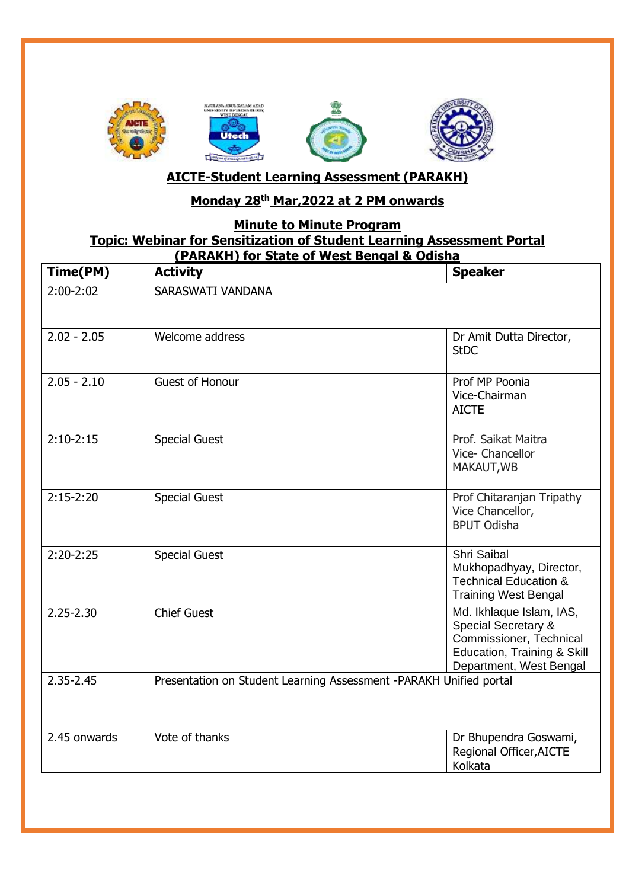**AICTE-Student Learning Assessment (PARAKH)**

**Monday 28th Mar,2022 at 2 PM onwards**

**Minute to Minute Program**

**Topic: Webinar for Sensitization of Student Learning Assessment Portal (PARAKH) for State of West Bengal & Odisha**

| Time(PM) | Activity | Speaker |
|---|---|---|
| 2:00-2:02 | SARASWATI VANDANA | |
| 2.02 - 2.05 | Welcome address | Dr Amit Dutta Director, StDC |
| 2.05 - 2.10 | Guest of Honour | Prof MP Poonia Vice-Chairman AICTE |
| 2:10-2:15 | Special Guest | Prof. Saikat Maitra Vice- Chancellor MAKAUT,WB |
| 2:15-2:20 | Special Guest | Prof Chitaranjan Tripathy Vice Chancellor, BPUT Odisha |
| 2:20-2:25 | Special Guest | Shri Saibal Mukhopadhyay, Director, Technical Education & Training West Bengal |
| 2.25-2.30 | Chief Guest | Md. Ikhlaque Islam, IAS, Special Secretary & Commissioner, Technical Education, Training & Skill Department, West Bengal |
| 2.35-2.45 | Presentation on Student Learning Assessment -PARAKH Unified portal | |
| 2.45 onwards | Vote of thanks | Dr Bhupendra Goswami, Regional Officer,AICTE Kolkata |